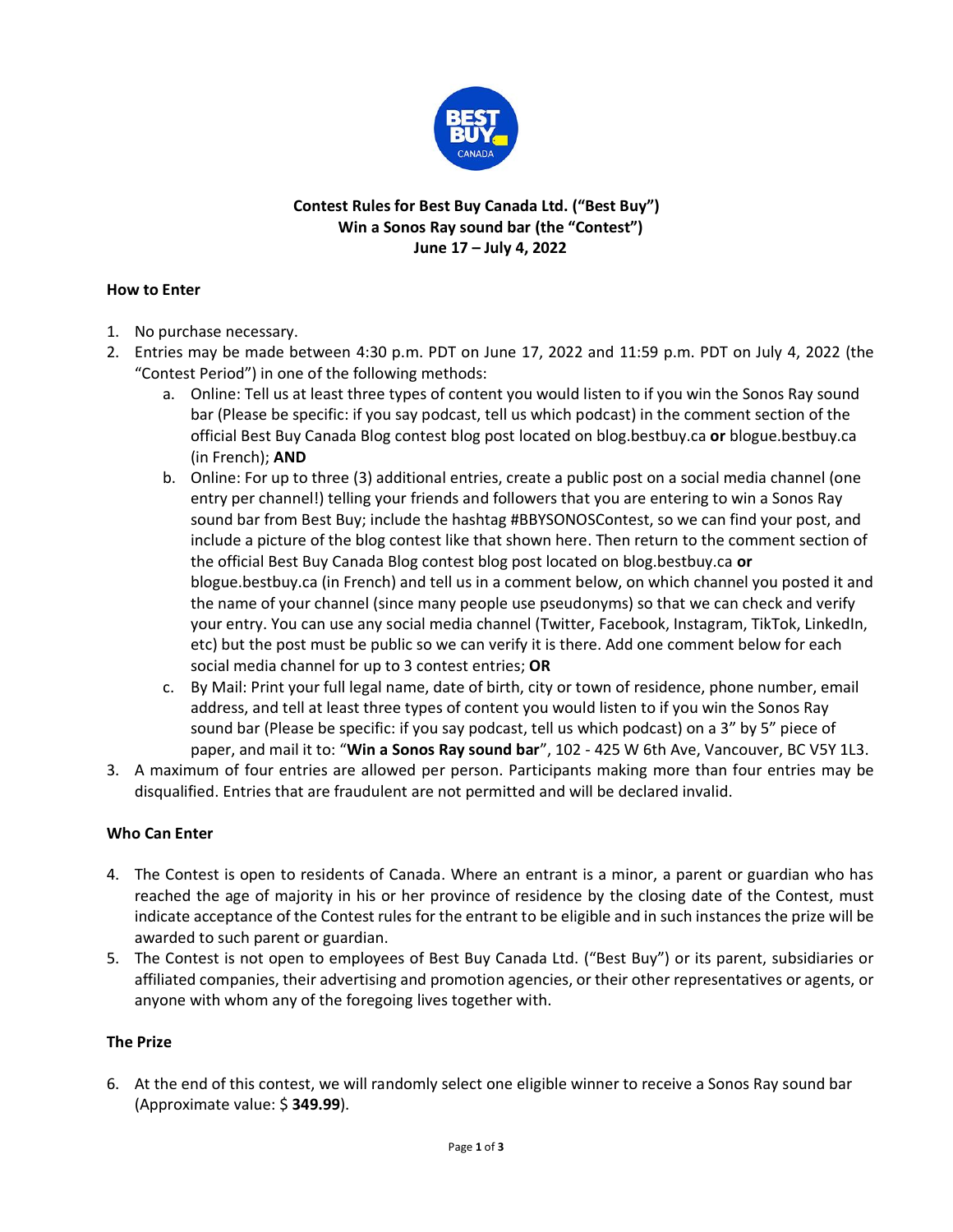**Contest Rules for Best Buy Canada Ltd. ("Best Buy")**
**Win a Sonos Ray sound bar (the "Contest")**
**June 17 – July 4, 2022**

### How to Enter

1. No purchase necessary.
2. Entries may be made between 4:30 p.m. PDT on June 17, 2022 and 11:59 p.m. PDT on July 4, 2022 (the "Contest Period") in one of the following methods:
   a. Online: Tell us at least three types of content you would listen to if you win the Sonos Ray sound bar (Please be specific: if you say podcast, tell us which podcast) in the comment section of the official Best Buy Canada Blog contest blog post located on blog.bestbuy.ca **or** blogue.bestbuy.ca (in French); **AND**
   b. Online: For up to three (3) additional entries, create a public post on a social media channel (one entry per channel!) telling your friends and followers that you are entering to win a Sonos Ray sound bar from Best Buy; include the hashtag #BBYSONOSContest, so we can find your post, and include a picture of the blog contest like that shown here. Then return to the comment section of the official Best Buy Canada Blog contest blog post located on blog.bestbuy.ca **or** blogue.bestbuy.ca (in French) and tell us in a comment below, on which channel you posted it and the name of your channel (since many people use pseudonyms) so that we can check and verify your entry. You can use any social media channel (Twitter, Facebook, Instagram, TikTok, LinkedIn, etc) but the post must be public so we can verify it is there. Add one comment below for each social media channel for up to 3 contest entries; **OR**
   c. By Mail: Print your full legal name, date of birth, city or town of residence, phone number, email address, and tell at least three types of content you would listen to if you win the Sonos Ray sound bar (Please be specific: if you say podcast, tell us which podcast) on a 3" by 5" piece of paper, and mail it to: "**Win a Sonos Ray sound bar**", 102 - 425 W 6th Ave, Vancouver, BC V5Y 1L3.
3. A maximum of four entries are allowed per person. Participants making more than four entries may be disqualified. Entries that are fraudulent are not permitted and will be declared invalid.

### Who Can Enter

4. The Contest is open to residents of Canada. Where an entrant is a minor, a parent or guardian who has reached the age of majority in his or her province of residence by the closing date of the Contest, must indicate acceptance of the Contest rules for the entrant to be eligible and in such instances the prize will be awarded to such parent or guardian.
5. The Contest is not open to employees of Best Buy Canada Ltd. ("Best Buy") or its parent, subsidiaries or affiliated companies, their advertising and promotion agencies, or their other representatives or agents, or anyone with whom any of the foregoing lives together with.

### The Prize

6. At the end of this contest, we will randomly select one eligible winner to receive a Sonos Ray sound bar (Approximate value: $ **349.99**).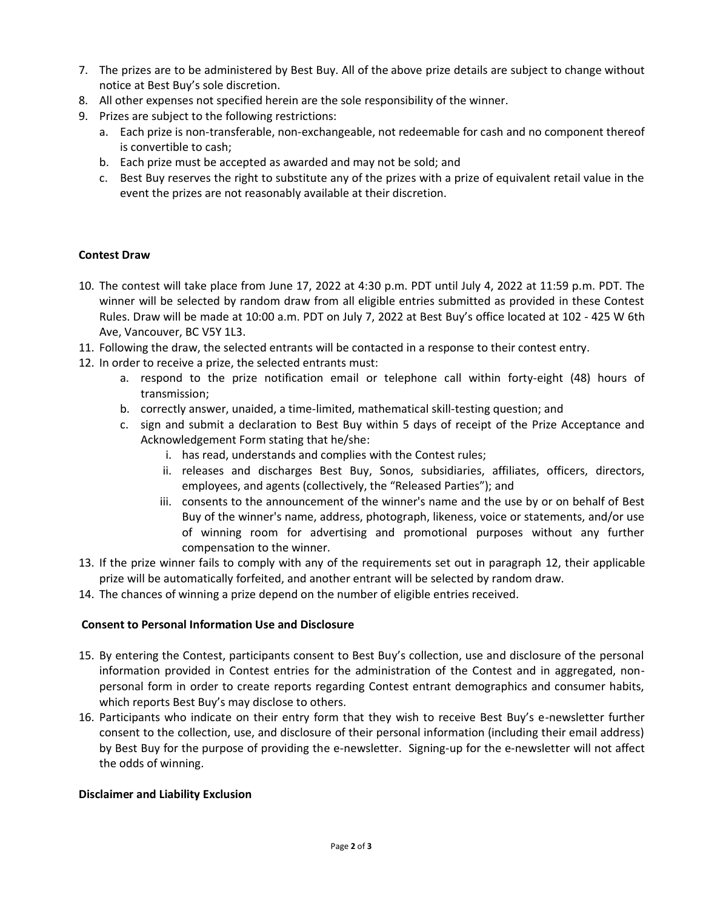7. The prizes are to be administered by Best Buy. All of the above prize details are subject to change without notice at Best Buy's sole discretion.
8. All other expenses not specified herein are the sole responsibility of the winner.
9. Prizes are subject to the following restrictions:
   a. Each prize is non-transferable, non-exchangeable, not redeemable for cash and no component thereof is convertible to cash;
   b. Each prize must be accepted as awarded and may not be sold; and
   c. Best Buy reserves the right to substitute any of the prizes with a prize of equivalent retail value in the event the prizes are not reasonably available at their discretion.

**Contest Draw**

10. The contest will take place from June 17, 2022 at 4:30 p.m. PDT until July 4, 2022 at 11:59 p.m. PDT. The winner will be selected by random draw from all eligible entries submitted as provided in these Contest Rules. Draw will be made at 10:00 a.m. PDT on July 7, 2022 at Best Buy's office located at 102 - 425 W 6th Ave, Vancouver, BC V5Y 1L3.
11. Following the draw, the selected entrants will be contacted in a response to their contest entry.
12. In order to receive a prize, the selected entrants must:
    a. respond to the prize notification email or telephone call within forty-eight (48) hours of transmission;
    b. correctly answer, unaided, a time-limited, mathematical skill-testing question; and
    c. sign and submit a declaration to Best Buy within 5 days of receipt of the Prize Acceptance and Acknowledgement Form stating that he/she:
       i. has read, understands and complies with the Contest rules;
       ii. releases and discharges Best Buy, Sonos, subsidiaries, affiliates, officers, directors, employees, and agents (collectively, the "Released Parties"); and
       iii. consents to the announcement of the winner's name and the use by or on behalf of Best Buy of the winner's name, address, photograph, likeness, voice or statements, and/or use of winning room for advertising and promotional purposes without any further compensation to the winner.
13. If the prize winner fails to comply with any of the requirements set out in paragraph 12, their applicable prize will be automatically forfeited, and another entrant will be selected by random draw.
14. The chances of winning a prize depend on the number of eligible entries received.

**Consent to Personal Information Use and Disclosure**

15. By entering the Contest, participants consent to Best Buy's collection, use and disclosure of the personal information provided in Contest entries for the administration of the Contest and in aggregated, non-personal form in order to create reports regarding Contest entrant demographics and consumer habits, which reports Best Buy's may disclose to others.
16. Participants who indicate on their entry form that they wish to receive Best Buy's e-newsletter further consent to the collection, use, and disclosure of their personal information (including their email address) by Best Buy for the purpose of providing the e-newsletter. Signing-up for the e-newsletter will not affect the odds of winning.

**Disclaimer and Liability Exclusion**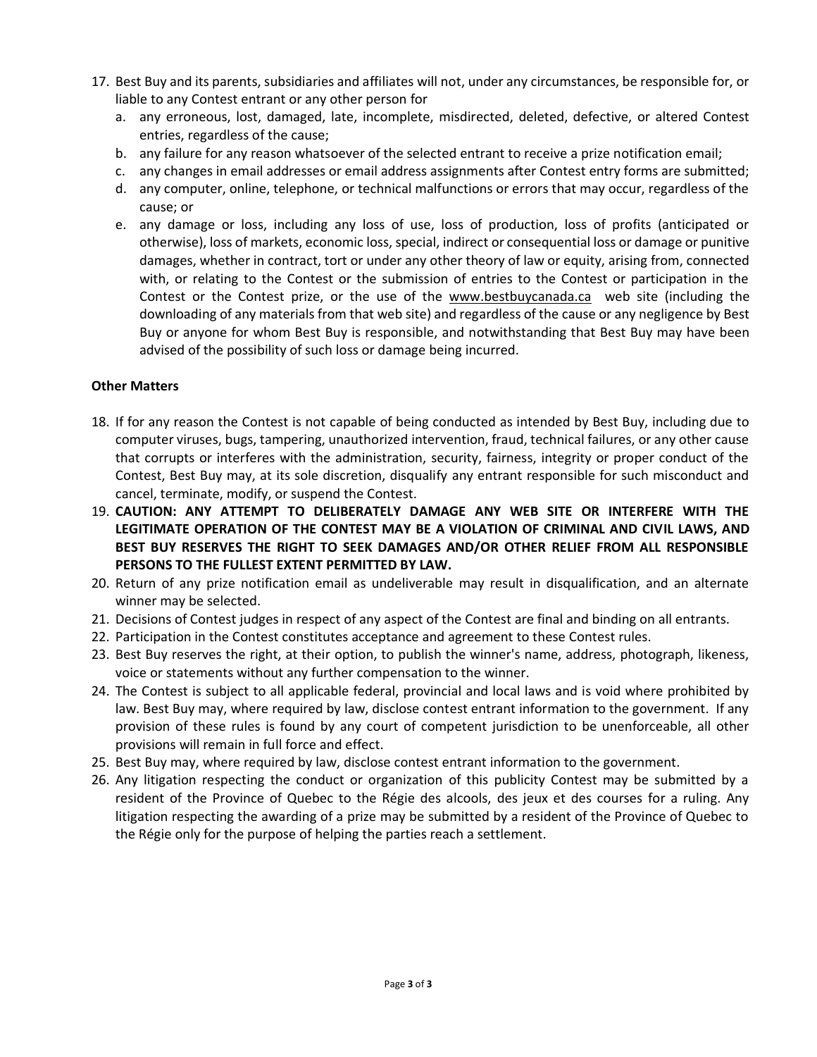17. Best Buy and its parents, subsidiaries and affiliates will not, under any circumstances, be responsible for, or liable to any Contest entrant or any other person for
    a. any erroneous, lost, damaged, late, incomplete, misdirected, deleted, defective, or altered Contest entries, regardless of the cause;
    b. any failure for any reason whatsoever of the selected entrant to receive a prize notification email;
    c. any changes in email addresses or email address assignments after Contest entry forms are submitted;
    d. any computer, online, telephone, or technical malfunctions or errors that may occur, regardless of the cause; or
    e. any damage or loss, including any loss of use, loss of production, loss of profits (anticipated or otherwise), loss of markets, economic loss, special, indirect or consequential loss or damage or punitive damages, whether in contract, tort or under any other theory of law or equity, arising from, connected with, or relating to the Contest or the submission of entries to the Contest or participation in the Contest or the Contest prize, or the use of the www.bestbuycanada.ca web site (including the downloading of any materials from that web site) and regardless of the cause or any negligence by Best Buy or anyone for whom Best Buy is responsible, and notwithstanding that Best Buy may have been advised of the possibility of such loss or damage being incurred.

**Other Matters**

18. If for any reason the Contest is not capable of being conducted as intended by Best Buy, including due to computer viruses, bugs, tampering, unauthorized intervention, fraud, technical failures, or any other cause that corrupts or interferes with the administration, security, fairness, integrity or proper conduct of the Contest, Best Buy may, at its sole discretion, disqualify any entrant responsible for such misconduct and cancel, terminate, modify, or suspend the Contest.
19. **CAUTION: ANY ATTEMPT TO DELIBERATELY DAMAGE ANY WEB SITE OR INTERFERE WITH THE LEGITIMATE OPERATION OF THE CONTEST MAY BE A VIOLATION OF CRIMINAL AND CIVIL LAWS, AND BEST BUY RESERVES THE RIGHT TO SEEK DAMAGES AND/OR OTHER RELIEF FROM ALL RESPONSIBLE PERSONS TO THE FULLEST EXTENT PERMITTED BY LAW.**
20. Return of any prize notification email as undeliverable may result in disqualification, and an alternate winner may be selected.
21. Decisions of Contest judges in respect of any aspect of the Contest are final and binding on all entrants.
22. Participation in the Contest constitutes acceptance and agreement to these Contest rules.
23. Best Buy reserves the right, at their option, to publish the winner's name, address, photograph, likeness, voice or statements without any further compensation to the winner.
24. The Contest is subject to all applicable federal, provincial and local laws and is void where prohibited by law. Best Buy may, where required by law, disclose contest entrant information to the government. If any provision of these rules is found by any court of competent jurisdiction to be unenforceable, all other provisions will remain in full force and effect.
25. Best Buy may, where required by law, disclose contest entrant information to the government.
26. Any litigation respecting the conduct or organization of this publicity Contest may be submitted by a resident of the Province of Quebec to the Régie des alcools, des jeux et des courses for a ruling. Any litigation respecting the awarding of a prize may be submitted by a resident of the Province of Quebec to the Régie only for the purpose of helping the parties reach a settlement.